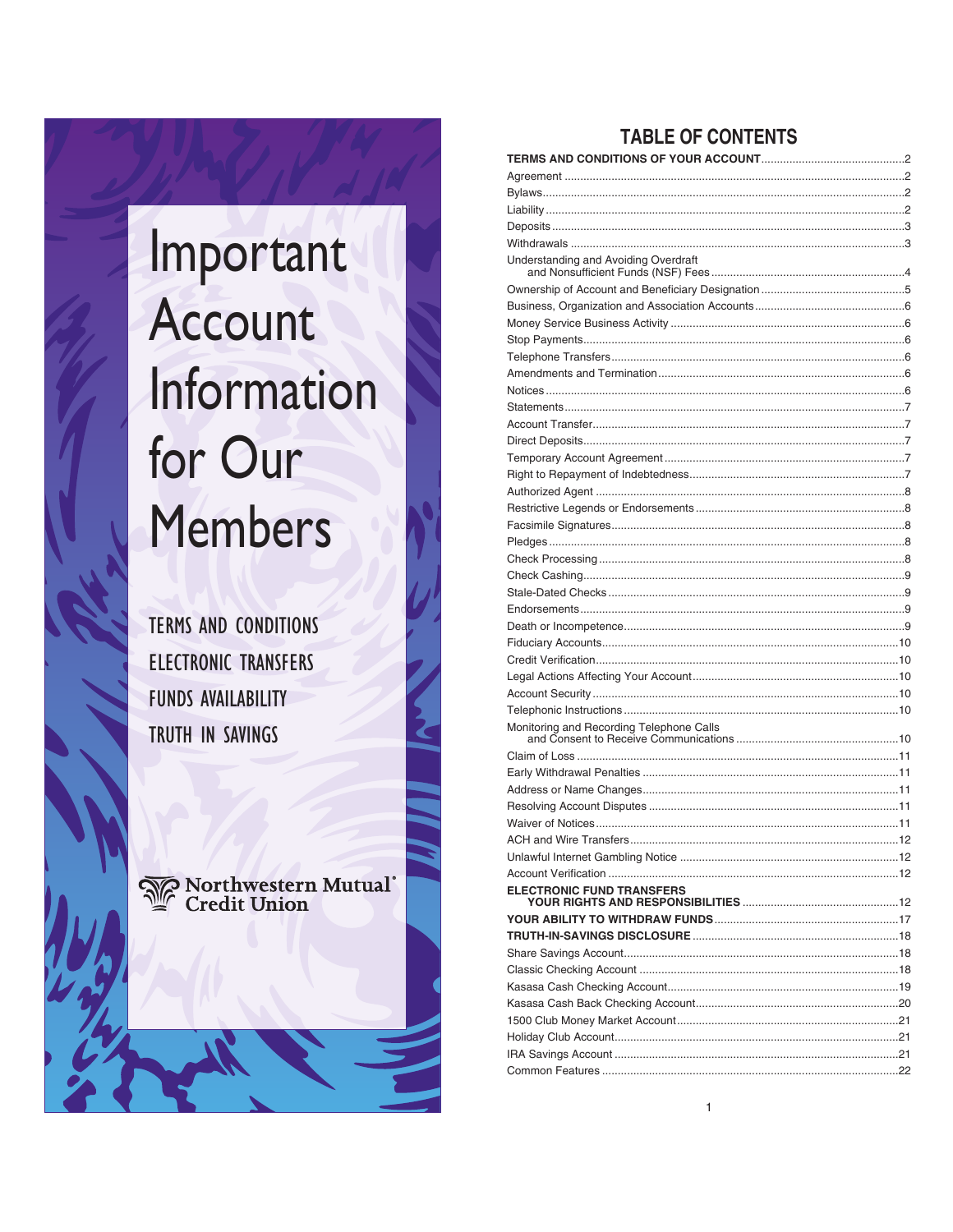# Important Account Information for Our Members

TERMS AND CONDITIONS

ELECTRONIC TRANSFERS

FUNDS AVAILABILITY

TRUTH IN SAVINGS

Northwestern Mutual® Credit Union

## TABLE OF CONTENTS

| Section | Page |
|---|---|
| **TERMS AND CONDITIONS OF YOUR ACCOUNT** | 2 |
| Agreement | 2 |
| Bylaws | 2 |
| Liability | 2 |
| Deposits | 3 |
| Withdrawals | 3 |
| Understanding and Avoiding Overdraft and Nonsufficient Funds (NSF) Fees | 4 |
| Ownership of Account and Beneficiary Designation | 5 |
| Business, Organization and Association Accounts | 6 |
| Money Service Business Activity | 6 |
| Stop Payments | 6 |
| Telephone Transfers | 6 |
| Amendments and Termination | 6 |
| Notices | 6 |
| Statements | 7 |
| Account Transfer | 7 |
| Direct Deposits | 7 |
| Temporary Account Agreement | 7 |
| Right to Repayment of Indebtedness | 7 |
| Authorized Agent | 8 |
| Restrictive Legends or Endorsements | 8 |
| Facsimile Signatures | 8 |
| Pledges | 8 |
| Check Processing | 8 |
| Check Cashing | 9 |
| Stale-Dated Checks | 9 |
| Endorsements | 9 |
| Death or Incompetence | 9 |
| Fiduciary Accounts | 10 |
| Credit Verification | 10 |
| Legal Actions Affecting Your Account | 10 |
| Account Security | 10 |
| Telephonic Instructions | 10 |
| Monitoring and Recording Telephone Calls and Consent to Receive Communications | 10 |
| Claim of Loss | 11 |
| Early Withdrawal Penalties | 11 |
| Address or Name Changes | 11 |
| Resolving Account Disputes | 11 |
| Waiver of Notices | 11 |
| ACH and Wire Transfers | 12 |
| Unlawful Internet Gambling Notice | 12 |
| Account Verification | 12 |
| **ELECTRONIC FUND TRANSFERS YOUR RIGHTS AND RESPONSIBILITIES** | 12 |
| **YOUR ABILITY TO WITHDRAW FUNDS** | 17 |
| **TRUTH-IN-SAVINGS DISCLOSURE** | 18 |
| Share Savings Account | 18 |
| Classic Checking Account | 18 |
| Kasasa Cash Checking Account | 19 |
| Kasasa Cash Back Checking Account | 20 |
| 1500 Club Money Market Account | 21 |
| Holiday Club Account | 21 |
| IRA Savings Account | 21 |
| Common Features | 22 |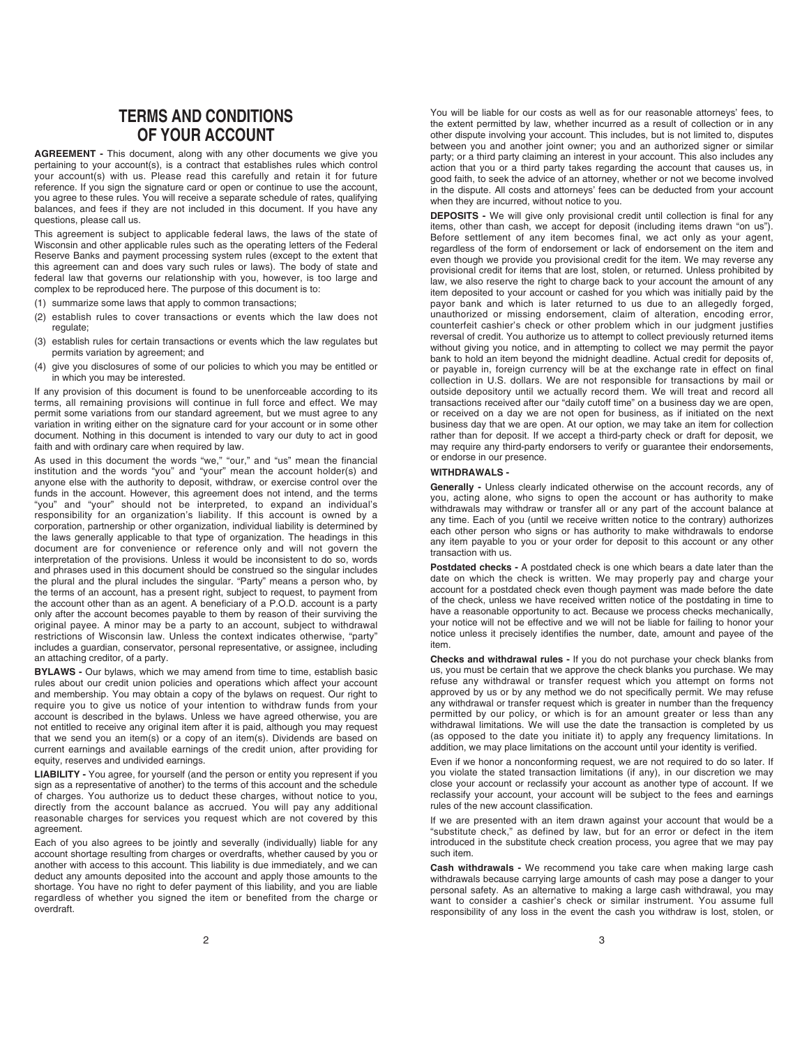# TERMS AND CONDITIONS OF YOUR ACCOUNT

**AGREEMENT -** This document, along with any other documents we give you pertaining to your account(s), is a contract that establishes rules which control your account(s) with us. Please read this carefully and retain it for future reference. If you sign the signature card or open or continue to use the account, you agree to these rules. You will receive a separate schedule of rates, qualifying balances, and fees if they are not included in this document. If you have any questions, please call us.

This agreement is subject to applicable federal laws, the laws of the state of Wisconsin and other applicable rules such as the operating letters of the Federal Reserve Banks and payment processing system rules (except to the extent that this agreement can and does vary such rules or laws). The body of state and federal law that governs our relationship with you, however, is too large and complex to be reproduced here. The purpose of this document is to:

(1) summarize some laws that apply to common transactions;
(2) establish rules to cover transactions or events which the law does not regulate;
(3) establish rules for certain transactions or events which the law regulates but permits variation by agreement; and
(4) give you disclosures of some of our policies to which you may be entitled or in which you may be interested.

If any provision of this document is found to be unenforceable according to its terms, all remaining provisions will continue in full force and effect. We may permit some variations from our standard agreement, but we must agree to any variation in writing either on the signature card for your account or in some other document. Nothing in this document is intended to vary our duty to act in good faith and with ordinary care when required by law.

As used in this document the words "we," "our," and "us" mean the financial institution and the words "you" and "your" mean the account holder(s) and anyone else with the authority to deposit, withdraw, or exercise control over the funds in the account. However, this agreement does not intend, and the terms "you" and "your" should not be interpreted, to expand an individual's responsibility for an organization's liability. If this account is owned by a corporation, partnership or other organization, individual liability is determined by the laws generally applicable to that type of organization. The headings in this document are for convenience or reference only and will not govern the interpretation of the provisions. Unless it would be inconsistent to do so, words and phrases used in this document should be construed so the singular includes the plural and the plural includes the singular. "Party" means a person who, by the terms of an account, has a present right, subject to request, to payment from the account other than as an agent. A beneficiary of a P.O.D. account is a party only after the account becomes payable to them by reason of their surviving the original payee. A minor may be a party to an account, subject to withdrawal restrictions of Wisconsin law. Unless the context indicates otherwise, "party" includes a guardian, conservator, personal representative, or assignee, including an attaching creditor, of a party.

**BYLAWS -** Our bylaws, which we may amend from time to time, establish basic rules about our credit union policies and operations which affect your account and membership. You may obtain a copy of the bylaws on request. Our right to require you to give us notice of your intention to withdraw funds from your account is described in the bylaws. Unless we have agreed otherwise, you are not entitled to receive any original item after it is paid, although you may request that we send you an item(s) or a copy of an item(s). Dividends are based on current earnings and available earnings of the credit union, after providing for equity, reserves and undivided earnings.

**LIABILITY -** You agree, for yourself (and the person or entity you represent if you sign as a representative of another) to the terms of this account and the schedule of charges. You authorize us to deduct these charges, without notice to you, directly from the account balance as accrued. You will pay any additional reasonable charges for services you request which are not covered by this agreement.

Each of you also agrees to be jointly and severally (individually) liable for any account shortage resulting from charges or overdrafts, whether caused by you or another with access to this account. This liability is due immediately, and we can deduct any amounts deposited into the account and apply those amounts to the shortage. You have no right to defer payment of this liability, and you are liable regardless of whether you signed the item or benefited from the charge or overdraft.

You will be liable for our costs as well as for our reasonable attorneys' fees, to the extent permitted by law, whether incurred as a result of collection or in any other dispute involving your account. This includes, but is not limited to, disputes between you and another joint owner; you and an authorized signer or similar party; or a third party claiming an interest in your account. This also includes any action that you or a third party takes regarding the account that causes us, in good faith, to seek the advice of an attorney, whether or not we become involved in the dispute. All costs and attorneys' fees can be deducted from your account when they are incurred, without notice to you.

**DEPOSITS -** We will give only provisional credit until collection is final for any items, other than cash, we accept for deposit (including items drawn "on us"). Before settlement of any item becomes final, we act only as your agent, regardless of the form of endorsement or lack of endorsement on the item and even though we provide you provisional credit for the item. We may reverse any provisional credit for items that are lost, stolen, or returned. Unless prohibited by law, we also reserve the right to charge back to your account the amount of any item deposited to your account or cashed for you which was initially paid by the payor bank and which is later returned to us due to an allegedly forged, unauthorized or missing endorsement, claim of alteration, encoding error, counterfeit cashier's check or other problem which in our judgment justifies reversal of credit. You authorize us to attempt to collect previously returned items without giving you notice, and in attempting to collect we may permit the payor bank to hold an item beyond the midnight deadline. Actual credit for deposits of, or payable in, foreign currency will be at the exchange rate in effect on final collection in U.S. dollars. We are not responsible for transactions by mail or outside depository until we actually record them. We will treat and record all transactions received after our "daily cutoff time" on a business day we are open, or received on a day we are not open for business, as if initiated on the next business day that we are open. At our option, we may take an item for collection rather than for deposit. If we accept a third-party check or draft for deposit, we may require any third-party endorsers to verify or guarantee their endorsements, or endorse in our presence.

**WITHDRAWALS -**

**Generally -** Unless clearly indicated otherwise on the account records, any of you, acting alone, who signs to open the account or has authority to make withdrawals may withdraw or transfer all or any part of the account balance at any time. Each of you (until we receive written notice to the contrary) authorizes each other person who signs or has authority to make withdrawals to endorse any item payable to you or your order for deposit to this account or any other transaction with us.

**Postdated checks -** A postdated check is one which bears a date later than the date on which the check is written. We may properly pay and charge your account for a postdated check even though payment was made before the date of the check, unless we have received written notice of the postdating in time to have a reasonable opportunity to act. Because we process checks mechanically, your notice will not be effective and we will not be liable for failing to honor your notice unless it precisely identifies the number, date, amount and payee of the item.

**Checks and withdrawal rules -** If you do not purchase your check blanks from us, you must be certain that we approve the check blanks you purchase. We may refuse any withdrawal or transfer request which you attempt on forms not approved by us or by any method we do not specifically permit. We may refuse any withdrawal or transfer request which is greater in number than the frequency permitted by our policy, or which is for an amount greater or less than any withdrawal limitations. We will use the date the transaction is completed by us (as opposed to the date you initiate it) to apply any frequency limitations. In addition, we may place limitations on the account until your identity is verified.

Even if we honor a nonconforming request, we are not required to do so later. If you violate the stated transaction limitations (if any), in our discretion we may close your account or reclassify your account as another type of account. If we reclassify your account, your account will be subject to the fees and earnings rules of the new account classification.

If we are presented with an item drawn against your account that would be a "substitute check," as defined by law, but for an error or defect in the item introduced in the substitute check creation process, you agree that we may pay such item.

**Cash withdrawals -** We recommend you take care when making large cash withdrawals because carrying large amounts of cash may pose a danger to your personal safety. As an alternative to making a large cash withdrawal, you may want to consider a cashier's check or similar instrument. You assume full responsibility of any loss in the event the cash you withdraw is lost, stolen, or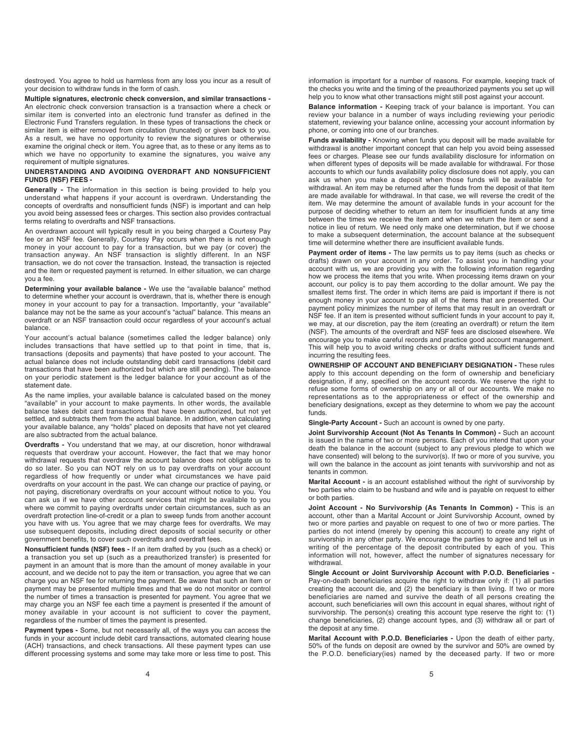destroyed. You agree to hold us harmless from any loss you incur as a result of your decision to withdraw funds in the form of cash.

**Multiple signatures, electronic check conversion, and similar transactions -** An electronic check conversion transaction is a transaction where a check or similar item is converted into an electronic fund transfer as defined in the Electronic Fund Transfers regulation. In these types of transactions the check or similar item is either removed from circulation (truncated) or given back to you. As a result, we have no opportunity to review the signatures or otherwise examine the original check or item. You agree that, as to these or any items as to which we have no opportunity to examine the signatures, you waive any requirement of multiple signatures.

**UNDERSTANDING AND AVOIDING OVERDRAFT AND NONSUFFICIENT FUNDS (NSF) FEES -**

**Generally -** The information in this section is being provided to help you understand what happens if your account is overdrawn. Understanding the concepts of overdrafts and nonsufficient funds (NSF) is important and can help you avoid being assessed fees or charges. This section also provides contractual terms relating to overdrafts and NSF transactions.

An overdrawn account will typically result in you being charged a Courtesy Pay fee or an NSF fee. Generally, Courtesy Pay occurs when there is not enough money in your account to pay for a transaction, but we pay (or cover) the transaction anyway. An NSF transaction is slightly different. In an NSF transaction, we do not cover the transaction. Instead, the transaction is rejected and the item or requested payment is returned. In either situation, we can charge you a fee.

**Determining your available balance -** We use the "available balance" method to determine whether your account is overdrawn, that is, whether there is enough money in your account to pay for a transaction. Importantly, your "available" balance may not be the same as your account's "actual" balance. This means an overdraft or an NSF transaction could occur regardless of your account's actual balance.

Your account's actual balance (sometimes called the ledger balance) only includes transactions that have settled up to that point in time, that is, transactions (deposits and payments) that have posted to your account. The actual balance does not include outstanding debit card transactions (debit card transactions that have been authorized but which are still pending). The balance on your periodic statement is the ledger balance for your account as of the statement date.

As the name implies, your available balance is calculated based on the money "available" in your account to make payments. In other words, the available balance takes debit card transactions that have been authorized, but not yet settled, and subtracts them from the actual balance. In addition, when calculating your available balance, any "holds" placed on deposits that have not yet cleared are also subtracted from the actual balance.

**Overdrafts -** You understand that we may, at our discretion, honor withdrawal requests that overdraw your account. However, the fact that we may honor withdrawal requests that overdraw the account balance does not obligate us to do so later. So you can NOT rely on us to pay overdrafts on your account regardless of how frequently or under what circumstances we have paid overdrafts on your account in the past. We can change our practice of paying, or not paying, discretionary overdrafts on your account without notice to you. You can ask us if we have other account services that might be available to you where we commit to paying overdrafts under certain circumstances, such as an overdraft protection line-of-credit or a plan to sweep funds from another account you have with us. You agree that we may charge fees for overdrafts. We may use subsequent deposits, including direct deposits of social security or other government benefits, to cover such overdrafts and overdraft fees.

**Nonsufficient funds (NSF) fees -** If an item drafted by you (such as a check) or a transaction you set up (such as a preauthorized transfer) is presented for payment in an amount that is more than the amount of money available in your account, and we decide not to pay the item or transaction, you agree that we can charge you an NSF fee for returning the payment. Be aware that such an item or payment may be presented multiple times and that we do not monitor or control the number of times a transaction is presented for payment. You agree that we may charge you an NSF fee each time a payment is presented if the amount of money available in your account is not sufficient to cover the payment, regardless of the number of times the payment is presented.

**Payment types -** Some, but not necessarily all, of the ways you can access the funds in your account include debit card transactions, automated clearing house (ACH) transactions, and check transactions. All these payment types can use different processing systems and some may take more or less time to post. This information is important for a number of reasons. For example, keeping track of the checks you write and the timing of the preauthorized payments you set up will help you to know what other transactions might still post against your account.

**Balance information -** Keeping track of your balance is important. You can review your balance in a number of ways including reviewing your periodic statement, reviewing your balance online, accessing your account information by phone, or coming into one of our branches.

**Funds availability -** Knowing when funds you deposit will be made available for withdrawal is another important concept that can help you avoid being assessed fees or charges. Please see our funds availability disclosure for information on when different types of deposits will be made available for withdrawal. For those accounts to which our funds availability policy disclosure does not apply, you can ask us when you make a deposit when those funds will be available for withdrawal. An item may be returned after the funds from the deposit of that item are made available for withdrawal. In that case, we will reverse the credit of the item. We may determine the amount of available funds in your account for the purpose of deciding whether to return an item for insufficient funds at any time between the times we receive the item and when we return the item or send a notice in lieu of return. We need only make one determination, but if we choose to make a subsequent determination, the account balance at the subsequent time will determine whether there are insufficient available funds.

**Payment order of items -** The law permits us to pay items (such as checks or drafts) drawn on your account in any order. To assist you in handling your account with us, we are providing you with the following information regarding how we process the items that you write. When processing items drawn on your account, our policy is to pay them according to the dollar amount. We pay the smallest items first. The order in which items are paid is important if there is not enough money in your account to pay all of the items that are presented. Our payment policy minimizes the number of items that may result in an overdraft or NSF fee. If an item is presented without sufficient funds in your account to pay it, we may, at our discretion, pay the item (creating an overdraft) or return the item (NSF). The amounts of the overdraft and NSF fees are disclosed elsewhere. We encourage you to make careful records and practice good account management. This will help you to avoid writing checks or drafts without sufficient funds and incurring the resulting fees.

**OWNERSHIP OF ACCOUNT AND BENEFICIARY DESIGNATION -** These rules apply to this account depending on the form of ownership and beneficiary designation, if any, specified on the account records. We reserve the right to refuse some forms of ownership on any or all of our accounts. We make no representations as to the appropriateness or effect of the ownership and beneficiary designations, except as they determine to whom we pay the account funds.

**Single-Party Account -** Such an account is owned by one party.

**Joint Survivorship Account (Not As Tenants In Common) -** Such an account is issued in the name of two or more persons. Each of you intend that upon your death the balance in the account (subject to any previous pledge to which we have consented) will belong to the survivor(s). If two or more of you survive, you will own the balance in the account as joint tenants with survivorship and not as tenants in common.

**Marital Account -** is an account established without the right of survivorship by two parties who claim to be husband and wife and is payable on request to either or both parties.

**Joint Account - No Survivorship (As Tenants In Common) -** This is an account, other than a Marital Account or Joint Survivorship Account, owned by two or more parties and payable on request to one of two or more parties. The parties do not intend (merely by opening this account) to create any right of survivorship in any other party. We encourage the parties to agree and tell us in writing of the percentage of the deposit contributed by each of you. This information will not, however, affect the number of signatures necessary for withdrawal.

**Single Account or Joint Survivorship Account with P.O.D. Beneficiaries -** Pay-on-death beneficiaries acquire the right to withdraw only if: (1) all parties creating the account die, and (2) the beneficiary is then living. If two or more beneficiaries are named and survive the death of all persons creating the account, such beneficiaries will own this account in equal shares, without right of survivorship. The person(s) creating this account type reserve the right to: (1) change beneficiaries, (2) change account types, and (3) withdraw all or part of the deposit at any time.

**Marital Account with P.O.D. Beneficiaries -** Upon the death of either party, 50% of the funds on deposit are owned by the survivor and 50% are owned by the P.O.D. beneficiary(ies) named by the deceased party. If two or more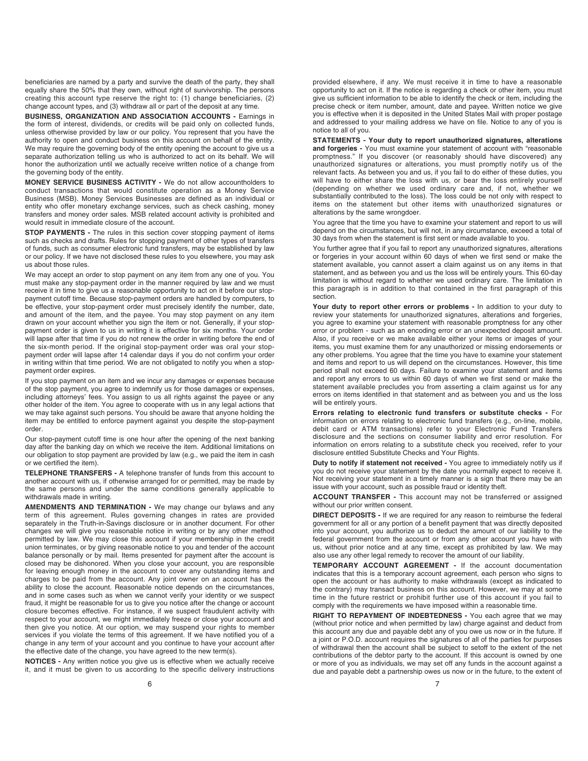beneficiaries are named by a party and survive the death of the party, they shall equally share the 50% that they own, without right of survivorship. The persons creating this account type reserve the right to: (1) change beneficiaries, (2) change account types, and (3) withdraw all or part of the deposit at any time.

**BUSINESS, ORGANIZATION AND ASSOCIATION ACCOUNTS -** Earnings in the form of interest, dividends, or credits will be paid only on collected funds, unless otherwise provided by law or our policy. You represent that you have the authority to open and conduct business on this account on behalf of the entity. We may require the governing body of the entity opening the account to give us a separate authorization telling us who is authorized to act on its behalf. We will honor the authorization until we actually receive written notice of a change from the governing body of the entity.

**MONEY SERVICE BUSINESS ACTIVITY -** We do not allow accountholders to conduct transactions that would constitute operation as a Money Service Business (MSB). Money Services Businesses are defined as an individual or entity who offer monetary exchange services, such as check cashing, money transfers and money order sales. MSB related account activity is prohibited and would result in immediate closure of the account.

**STOP PAYMENTS -** The rules in this section cover stopping payment of items such as checks and drafts. Rules for stopping payment of other types of transfers of funds, such as consumer electronic fund transfers, may be established by law or our policy. If we have not disclosed these rules to you elsewhere, you may ask us about those rules.

We may accept an order to stop payment on any item from any one of you. You must make any stop-payment order in the manner required by law and we must receive it in time to give us a reasonable opportunity to act on it before our stop-payment cutoff time. Because stop-payment orders are handled by computers, to be effective, your stop-payment order must precisely identify the number, date, and amount of the item, and the payee. You may stop payment on any item drawn on your account whether you sign the item or not. Generally, if your stop-payment order is given to us in writing it is effective for six months. Your order will lapse after that time if you do not renew the order in writing before the end of the six-month period. If the original stop-payment order was oral your stop-payment order will lapse after 14 calendar days if you do not confirm your order in writing within that time period. We are not obligated to notify you when a stop-payment order expires.

If you stop payment on an item and we incur any damages or expenses because of the stop payment, you agree to indemnify us for those damages or expenses, including attorneys' fees. You assign to us all rights against the payee or any other holder of the item. You agree to cooperate with us in any legal actions that we may take against such persons. You should be aware that anyone holding the item may be entitled to enforce payment against you despite the stop-payment order.

Our stop-payment cutoff time is one hour after the opening of the next banking day after the banking day on which we receive the item. Additional limitations on our obligation to stop payment are provided by law (e.g., we paid the item in cash or we certified the item).

**TELEPHONE TRANSFERS -** A telephone transfer of funds from this account to another account with us, if otherwise arranged for or permitted, may be made by the same persons and under the same conditions generally applicable to withdrawals made in writing.

**AMENDMENTS AND TERMINATION -** We may change our bylaws and any term of this agreement. Rules governing changes in rates are provided separately in the Truth-in-Savings disclosure or in another document. For other changes we will give you reasonable notice in writing or by any other method permitted by law. We may close this account if your membership in the credit union terminates, or by giving reasonable notice to you and tender of the account balance personally or by mail. Items presented for payment after the account is closed may be dishonored. When you close your account, you are responsible for leaving enough money in the account to cover any outstanding items and charges to be paid from the account. Any joint owner on an account has the ability to close the account. Reasonable notice depends on the circumstances, and in some cases such as when we cannot verify your identity or we suspect fraud, it might be reasonable for us to give you notice after the change or account closure becomes effective. For instance, if we suspect fraudulent activity with respect to your account, we might immediately freeze or close your account and then give you notice. At our option, we may suspend your rights to member services if you violate the terms of this agreement. If we have notified you of a change in any term of your account and you continue to have your account after the effective date of the change, you have agreed to the new term(s).

**NOTICES -** Any written notice you give us is effective when we actually receive it, and it must be given to us according to the specific delivery instructions provided elsewhere, if any. We must receive it in time to have a reasonable opportunity to act on it. If the notice is regarding a check or other item, you must give us sufficient information to be able to identify the check or item, including the precise check or item number, amount, date and payee. Written notice we give you is effective when it is deposited in the United States Mail with proper postage and addressed to your mailing address we have on file. Notice to any of you is notice to all of you.

**STATEMENTS - Your duty to report unauthorized signatures, alterations and forgeries -** You must examine your statement of account with "reasonable promptness." If you discover (or reasonably should have discovered) any unauthorized signatures or alterations, you must promptly notify us of the relevant facts. As between you and us, if you fail to do either of these duties, you will have to either share the loss with us, or bear the loss entirely yourself (depending on whether we used ordinary care and, if not, whether we substantially contributed to the loss). The loss could be not only with respect to items on the statement but other items with unauthorized signatures or alterations by the same wrongdoer.

You agree that the time you have to examine your statement and report to us will depend on the circumstances, but will not, in any circumstance, exceed a total of 30 days from when the statement is first sent or made available to you.

You further agree that if you fail to report any unauthorized signatures, alterations or forgeries in your account within 60 days of when we first send or make the statement available, you cannot assert a claim against us on any items in that statement, and as between you and us the loss will be entirely yours. This 60-day limitation is without regard to whether we used ordinary care. The limitation in this paragraph is in addition to that contained in the first paragraph of this section.

**Your duty to report other errors or problems -** In addition to your duty to review your statements for unauthorized signatures, alterations and forgeries, you agree to examine your statement with reasonable promptness for any other error or problem - such as an encoding error or an unexpected deposit amount. Also, if you receive or we make available either your items or images of your items, you must examine them for any unauthorized or missing endorsements or any other problems. You agree that the time you have to examine your statement and items and report to us will depend on the circumstances. However, this time period shall not exceed 60 days. Failure to examine your statement and items and report any errors to us within 60 days of when we first send or make the statement available precludes you from asserting a claim against us for any errors on items identified in that statement and as between you and us the loss will be entirely yours.

**Errors relating to electronic fund transfers or substitute checks -** For information on errors relating to electronic fund transfers (e.g., on-line, mobile, debit card or ATM transactions) refer to your Electronic Fund Transfers disclosure and the sections on consumer liability and error resolution. For information on errors relating to a substitute check you received, refer to your disclosure entitled Substitute Checks and Your Rights.

**Duty to notify if statement not received -** You agree to immediately notify us if you do not receive your statement by the date you normally expect to receive it. Not receiving your statement in a timely manner is a sign that there may be an issue with your account, such as possible fraud or identity theft.

**ACCOUNT TRANSFER -** This account may not be transferred or assigned without our prior written consent.

**DIRECT DEPOSITS -** If we are required for any reason to reimburse the federal government for all or any portion of a benefit payment that was directly deposited into your account, you authorize us to deduct the amount of our liability to the federal government from the account or from any other account you have with us, without prior notice and at any time, except as prohibited by law. We may also use any other legal remedy to recover the amount of our liability.

**TEMPORARY ACCOUNT AGREEMENT -** If the account documentation indicates that this is a temporary account agreement, each person who signs to open the account or has authority to make withdrawals (except as indicated to the contrary) may transact business on this account. However, we may at some time in the future restrict or prohibit further use of this account if you fail to comply with the requirements we have imposed within a reasonable time.

**RIGHT TO REPAYMENT OF INDEBTEDNESS -** You each agree that we may (without prior notice and when permitted by law) charge against and deduct from this account any due and payable debt any of you owe us now or in the future. If a joint or P.O.D. account requires the signatures of all of the parties for purposes of withdrawal then the account shall be subject to setoff to the extent of the net contributions of the debtor party to the account. If this account is owned by one or more of you as individuals, we may set off any funds in the account against a due and payable debt a partnership owes us now or in the future, to the extent of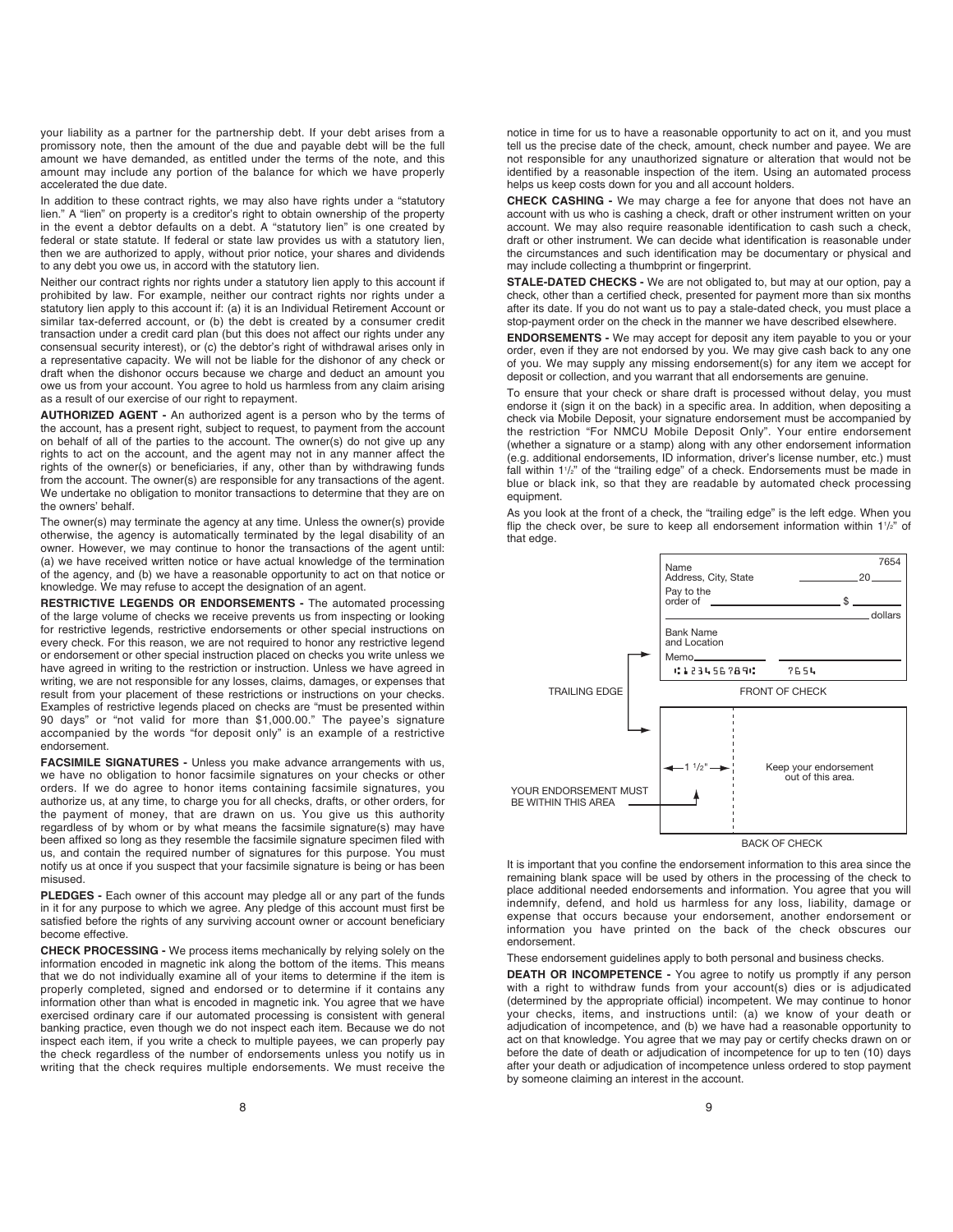your liability as a partner for the partnership debt. If your debt arises from a promissory note, then the amount of the due and payable debt will be the full amount we have demanded, as entitled under the terms of the note, and this amount may include any portion of the balance for which we have properly accelerated the due date.

In addition to these contract rights, we may also have rights under a "statutory lien." A "lien" on property is a creditor's right to obtain ownership of the property in the event a debtor defaults on a debt. A "statutory lien" is one created by federal or state statute. If federal or state law provides us with a statutory lien, then we are authorized to apply, without prior notice, your shares and dividends to any debt you owe us, in accord with the statutory lien.

Neither our contract rights nor rights under a statutory lien apply to this account if prohibited by law. For example, neither our contract rights nor rights under a statutory lien apply to this account if: (a) it is an Individual Retirement Account or similar tax-deferred account, or (b) the debt is created by a consumer credit transaction under a credit card plan (but this does not affect our rights under any consensual security interest), or (c) the debtor's right of withdrawal arises only in a representative capacity. We will not be liable for the dishonor of any check or draft when the dishonor occurs because we charge and deduct an amount you owe us from your account. You agree to hold us harmless from any claim arising as a result of our exercise of our right to repayment.

**AUTHORIZED AGENT -** An authorized agent is a person who by the terms of the account, has a present right, subject to request, to payment from the account on behalf of all of the parties to the account. The owner(s) do not give up any rights to act on the account, and the agent may not in any manner affect the rights of the owner(s) or beneficiaries, if any, other than by withdrawing funds from the account. The owner(s) are responsible for any transactions of the agent. We undertake no obligation to monitor transactions to determine that they are on the owners' behalf.

The owner(s) may terminate the agency at any time. Unless the owner(s) provide otherwise, the agency is automatically terminated by the legal disability of an owner. However, we may continue to honor the transactions of the agent until: (a) we have received written notice or have actual knowledge of the termination of the agency, and (b) we have a reasonable opportunity to act on that notice or knowledge. We may refuse to accept the designation of an agent.

**RESTRICTIVE LEGENDS OR ENDORSEMENTS -** The automated processing of the large volume of checks we receive prevents us from inspecting or looking for restrictive legends, restrictive endorsements or other special instructions on every check. For this reason, we are not required to honor any restrictive legend or endorsement or other special instruction placed on checks you write unless we have agreed in writing to the restriction or instruction. Unless we have agreed in writing, we are not responsible for any losses, claims, damages, or expenses that result from your placement of these restrictions or instructions on your checks. Examples of restrictive legends placed on checks are "must be presented within 90 days" or "not valid for more than $1,000.00." The payee's signature accompanied by the words "for deposit only" is an example of a restrictive endorsement.

**FACSIMILE SIGNATURES -** Unless you make advance arrangements with us, we have no obligation to honor facsimile signatures on your checks or other orders. If we do agree to honor items containing facsimile signatures, you authorize us, at any time, to charge you for all checks, drafts, or other orders, for the payment of money, that are drawn on us. You give us this authority regardless of by whom or by what means the facsimile signature(s) may have been affixed so long as they resemble the facsimile signature specimen filed with us, and contain the required number of signatures for this purpose. You must notify us at once if you suspect that your facsimile signature is being or has been misused.

**PLEDGES -** Each owner of this account may pledge all or any part of the funds in it for any purpose to which we agree. Any pledge of this account must first be satisfied before the rights of any surviving account owner or account beneficiary become effective.

**CHECK PROCESSING -** We process items mechanically by relying solely on the information encoded in magnetic ink along the bottom of the items. This means that we do not individually examine all of your items to determine if the item is properly completed, signed and endorsed or to determine if it contains any information other than what is encoded in magnetic ink. You agree that we have exercised ordinary care if our automated processing is consistent with general banking practice, even though we do not inspect each item. Because we do not inspect each item, if you write a check to multiple payees, we can properly pay the check regardless of the number of endorsements unless you notify us in writing that the check requires multiple endorsements. We must receive the notice in time for us to have a reasonable opportunity to act on it, and you must tell us the precise date of the check, amount, check number and payee. We are not responsible for any unauthorized signature or alteration that would not be identified by a reasonable inspection of the item. Using an automated process helps us keep costs down for you and all account holders.

**CHECK CASHING -** We may charge a fee for anyone that does not have an account with us who is cashing a check, draft or other instrument written on your account. We may also require reasonable identification to cash such a check, draft or other instrument. We can decide what identification is reasonable under the circumstances and such identification may be documentary or physical and may include collecting a thumbprint or fingerprint.

**STALE-DATED CHECKS -** We are not obligated to, but may at our option, pay a check, other than a certified check, presented for payment more than six months after its date. If you do not want us to pay a stale-dated check, you must place a stop-payment order on the check in the manner we have described elsewhere.

**ENDORSEMENTS -** We may accept for deposit any item payable to you or your order, even if they are not endorsed by you. We may give cash back to any one of you. We may supply any missing endorsement(s) for any item we accept for deposit or collection, and you warrant that all endorsements are genuine.

To ensure that your check or share draft is processed without delay, you must endorse it (sign it on the back) in a specific area. In addition, when depositing a check via Mobile Deposit, your signature endorsement must be accompanied by the restriction "For NMCU Mobile Deposit Only". Your entire endorsement (whether a signature or a stamp) along with any other endorsement information (e.g. additional endorsements, ID information, driver's license number, etc.) must fall within 1½" of the "trailing edge" of a check. Endorsements must be made in blue or black ink, so that they are readable by automated check processing equipment.

As you look at the front of a check, the "trailing edge" is the left edge. When you flip the check over, be sure to keep all endorsement information within 1½" of that edge.

TRAILING EDGE

FRONT OF CHECK

YOUR ENDORSEMENT MUST BE WITHIN THIS AREA

1½"

Keep your endorsement out of this area.

BACK OF CHECK

It is important that you confine the endorsement information to this area since the remaining blank space will be used by others in the processing of the check to place additional needed endorsements and information. You agree that you will indemnify, defend, and hold us harmless for any loss, liability, damage or expense that occurs because your endorsement, another endorsement or information you have printed on the back of the check obscures our endorsement.

These endorsement guidelines apply to both personal and business checks.

**DEATH OR INCOMPETENCE -** You agree to notify us promptly if any person with a right to withdraw funds from your account(s) dies or is adjudicated (determined by the appropriate official) incompetent. We may continue to honor your checks, items, and instructions until: (a) we know of your death or adjudication of incompetence, and (b) we have had a reasonable opportunity to act on that knowledge. You agree that we may pay or certify checks drawn on or before the date of death or adjudication of incompetence for up to ten (10) days after your death or adjudication of incompetence unless ordered to stop payment by someone claiming an interest in the account.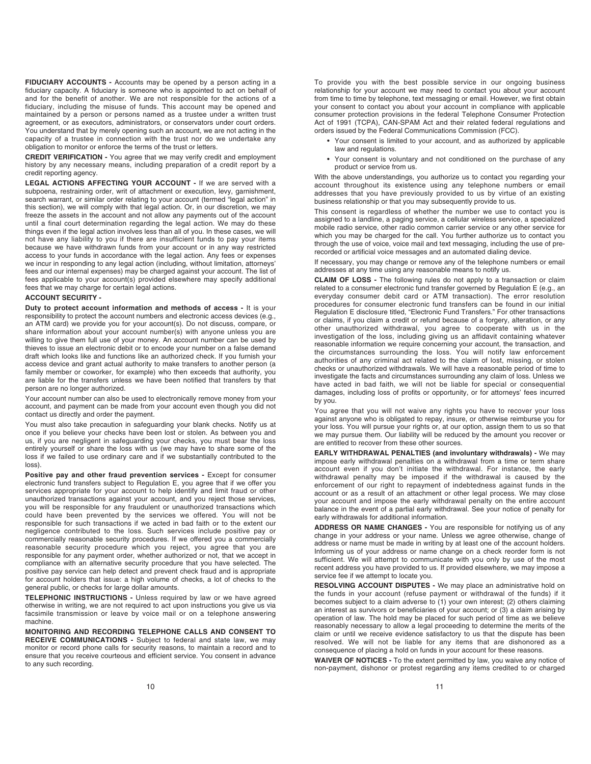**FIDUCIARY ACCOUNTS -** Accounts may be opened by a person acting in a fiduciary capacity. A fiduciary is someone who is appointed to act on behalf of and for the benefit of another. We are not responsible for the actions of a fiduciary, including the misuse of funds. This account may be opened and maintained by a person or persons named as a trustee under a written trust agreement, or as executors, administrators, or conservators under court orders. You understand that by merely opening such an account, we are not acting in the capacity of a trustee in connection with the trust nor do we undertake any obligation to monitor or enforce the terms of the trust or letters.

**CREDIT VERIFICATION -** You agree that we may verify credit and employment history by any necessary means, including preparation of a credit report by a credit reporting agency.

**LEGAL ACTIONS AFFECTING YOUR ACCOUNT -** If we are served with a subpoena, restraining order, writ of attachment or execution, levy, garnishment, search warrant, or similar order relating to your account (termed "legal action" in this section), we will comply with that legal action. Or, in our discretion, we may freeze the assets in the account and not allow any payments out of the account until a final court determination regarding the legal action. We may do these things even if the legal action involves less than all of you. In these cases, we will not have any liability to you if there are insufficient funds to pay your items because we have withdrawn funds from your account or in any way restricted access to your funds in accordance with the legal action. Any fees or expenses we incur in responding to any legal action (including, without limitation, attorneys' fees and our internal expenses) may be charged against your account. The list of fees applicable to your account(s) provided elsewhere may specify additional fees that we may charge for certain legal actions.

**ACCOUNT SECURITY -**

**Duty to protect account information and methods of access -** It is your responsibility to protect the account numbers and electronic access devices (e.g., an ATM card) we provide you for your account(s). Do not discuss, compare, or share information about your account number(s) with anyone unless you are willing to give them full use of your money. An account number can be used by thieves to issue an electronic debit or to encode your number on a false demand draft which looks like and functions like an authorized check. If you furnish your access device and grant actual authority to make transfers to another person (a family member or coworker, for example) who then exceeds that authority, you are liable for the transfers unless we have been notified that transfers by that person are no longer authorized.

Your account number can also be used to electronically remove money from your account, and payment can be made from your account even though you did not contact us directly and order the payment.

You must also take precaution in safeguarding your blank checks. Notify us at once if you believe your checks have been lost or stolen. As between you and us, if you are negligent in safeguarding your checks, you must bear the loss entirely yourself or share the loss with us (we may have to share some of the loss if we failed to use ordinary care and if we substantially contributed to the loss).

**Positive pay and other fraud prevention services -** Except for consumer electronic fund transfers subject to Regulation E, you agree that if we offer you services appropriate for your account to help identify and limit fraud or other unauthorized transactions against your account, and you reject those services, you will be responsible for any fraudulent or unauthorized transactions which could have been prevented by the services we offered. You will not be responsible for such transactions if we acted in bad faith or to the extent our negligence contributed to the loss. Such services include positive pay or commercially reasonable security procedures. If we offered you a commercially reasonable security procedure which you reject, you agree that you are responsible for any payment order, whether authorized or not, that we accept in compliance with an alternative security procedure that you have selected. The positive pay service can help detect and prevent check fraud and is appropriate for account holders that issue: a high volume of checks, a lot of checks to the general public, or checks for large dollar amounts.

**TELEPHONIC INSTRUCTIONS -** Unless required by law or we have agreed otherwise in writing, we are not required to act upon instructions you give us via facsimile transmission or leave by voice mail or on a telephone answering machine.

**MONITORING AND RECORDING TELEPHONE CALLS AND CONSENT TO RECEIVE COMMUNICATIONS -** Subject to federal and state law, we may monitor or record phone calls for security reasons, to maintain a record and to ensure that you receive courteous and efficient service. You consent in advance to any such recording.

To provide you with the best possible service in our ongoing business relationship for your account we may need to contact you about your account from time to time by telephone, text messaging or email. However, we first obtain your consent to contact you about your account in compliance with applicable consumer protection provisions in the federal Telephone Consumer Protection Act of 1991 (TCPA), CAN-SPAM Act and their related federal regulations and orders issued by the Federal Communications Commission (FCC).

- Your consent is limited to your account, and as authorized by applicable law and regulations.
- Your consent is voluntary and not conditioned on the purchase of any product or service from us.

With the above understandings, you authorize us to contact you regarding your account throughout its existence using any telephone numbers or email addresses that you have previously provided to us by virtue of an existing business relationship or that you may subsequently provide to us.

This consent is regardless of whether the number we use to contact you is assigned to a landline, a paging service, a cellular wireless service, a specialized mobile radio service, other radio common carrier service or any other service for which you may be charged for the call. You further authorize us to contact you through the use of voice, voice mail and text messaging, including the use of pre-recorded or artificial voice messages and an automated dialing device.

If necessary, you may change or remove any of the telephone numbers or email addresses at any time using any reasonable means to notify us.

**CLAIM OF LOSS -** The following rules do not apply to a transaction or claim related to a consumer electronic fund transfer governed by Regulation E (e.g., an everyday consumer debit card or ATM transaction). The error resolution procedures for consumer electronic fund transfers can be found in our initial Regulation E disclosure titled, "Electronic Fund Transfers." For other transactions or claims, if you claim a credit or refund because of a forgery, alteration, or any other unauthorized withdrawal, you agree to cooperate with us in the investigation of the loss, including giving us an affidavit containing whatever reasonable information we require concerning your account, the transaction, and the circumstances surrounding the loss. You will notify law enforcement authorities of any criminal act related to the claim of lost, missing, or stolen checks or unauthorized withdrawals. We will have a reasonable period of time to investigate the facts and circumstances surrounding any claim of loss. Unless we have acted in bad faith, we will not be liable for special or consequential damages, including loss of profits or opportunity, or for attorneys' fees incurred by you.

You agree that you will not waive any rights you have to recover your loss against anyone who is obligated to repay, insure, or otherwise reimburse you for your loss. You will pursue your rights or, at our option, assign them to us so that we may pursue them. Our liability will be reduced by the amount you recover or are entitled to recover from these other sources.

**EARLY WITHDRAWAL PENALTIES (and involuntary withdrawals) -** We may impose early withdrawal penalties on a withdrawal from a time or term share account even if you don't initiate the withdrawal. For instance, the early withdrawal penalty may be imposed if the withdrawal is caused by the enforcement of our right to repayment of indebtedness against funds in the account or as a result of an attachment or other legal process. We may close your account and impose the early withdrawal penalty on the entire account balance in the event of a partial early withdrawal. See your notice of penalty for early withdrawals for additional information.

**ADDRESS OR NAME CHANGES -** You are responsible for notifying us of any change in your address or your name. Unless we agree otherwise, change of address or name must be made in writing by at least one of the account holders. Informing us of your address or name change on a check reorder form is not sufficient. We will attempt to communicate with you only by use of the most recent address you have provided to us. If provided elsewhere, we may impose a service fee if we attempt to locate you.

**RESOLVING ACCOUNT DISPUTES -** We may place an administrative hold on the funds in your account (refuse payment or withdrawal of the funds) if it becomes subject to a claim adverse to (1) your own interest; (2) others claiming an interest as survivors or beneficiaries of your account; or (3) a claim arising by operation of law. The hold may be placed for such period of time as we believe reasonably necessary to allow a legal proceeding to determine the merits of the claim or until we receive evidence satisfactory to us that the dispute has been resolved. We will not be liable for any items that are dishonored as a consequence of placing a hold on funds in your account for these reasons.

**WAIVER OF NOTICES -** To the extent permitted by law, you waive any notice of non-payment, dishonor or protest regarding any items credited to or charged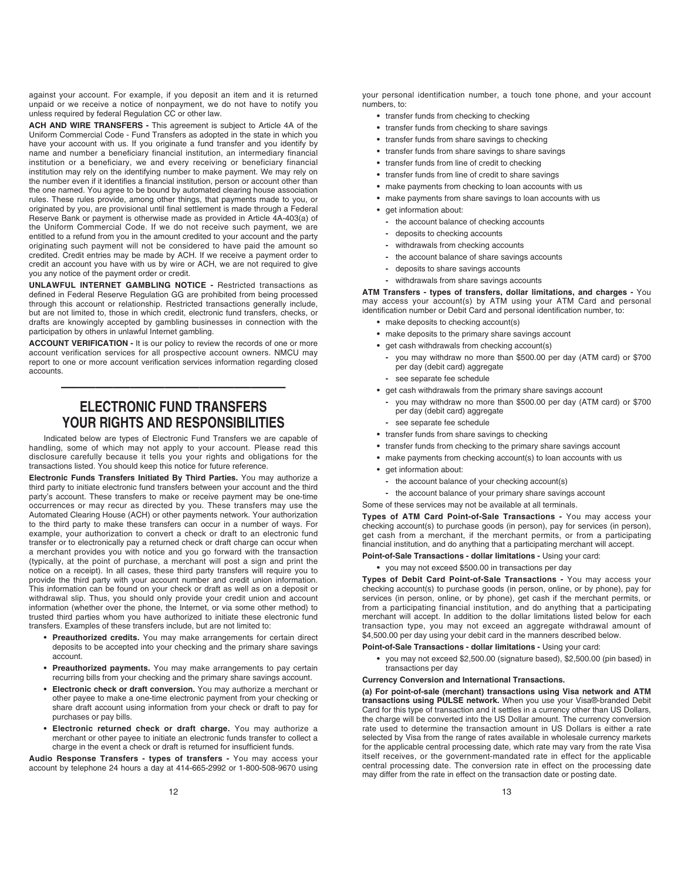against your account. For example, if you deposit an item and it is returned unpaid or we receive a notice of nonpayment, we do not have to notify you unless required by federal Regulation CC or other law.

**ACH AND WIRE TRANSFERS -** This agreement is subject to Article 4A of the Uniform Commercial Code - Fund Transfers as adopted in the state in which you have your account with us. If you originate a fund transfer and you identify by name and number a beneficiary financial institution, an intermediary financial institution or a beneficiary, we and every receiving or beneficiary financial institution may rely on the identifying number to make payment. We may rely on the number even if it identifies a financial institution, person or account other than the one named. You agree to be bound by automated clearing house association rules. These rules provide, among other things, that payments made to you, or originated by you, are provisional until final settlement is made through a Federal Reserve Bank or payment is otherwise made as provided in Article 4A-403(a) of the Uniform Commercial Code. If we do not receive such payment, we are entitled to a refund from you in the amount credited to your account and the party originating such payment will not be considered to have paid the amount so credited. Credit entries may be made by ACH. If we receive a payment order to credit an account you have with us by wire or ACH, we are not required to give you any notice of the payment order or credit.

**UNLAWFUL INTERNET GAMBLING NOTICE -** Restricted transactions as defined in Federal Reserve Regulation GG are prohibited from being processed through this account or relationship. Restricted transactions generally include, but are not limited to, those in which credit, electronic fund transfers, checks, or drafts are knowingly accepted by gambling businesses in connection with the participation by others in unlawful Internet gambling.

**ACCOUNT VERIFICATION -** It is our policy to review the records of one or more account verification services for all prospective account owners. NMCU may report to one or more account verification services information regarding closed accounts.

---

## ELECTRONIC FUND TRANSFERS YOUR RIGHTS AND RESPONSIBILITIES

Indicated below are types of Electronic Fund Transfers we are capable of handling, some of which may not apply to your account. Please read this disclosure carefully because it tells you your rights and obligations for the transactions listed. You should keep this notice for future reference.

**Electronic Funds Transfers Initiated By Third Parties.** You may authorize a third party to initiate electronic fund transfers between your account and the third party's account. These transfers to make or receive payment may be one-time occurrences or may recur as directed by you. These transfers may use the Automated Clearing House (ACH) or other payments network. Your authorization to the third party to make these transfers can occur in a number of ways. For example, your authorization to convert a check or draft to an electronic fund transfer or to electronically pay a returned check or draft charge can occur when a merchant provides you with notice and you go forward with the transaction (typically, at the point of purchase, a merchant will post a sign and print the notice on a receipt). In all cases, these third party transfers will require you to provide the third party with your account number and credit union information. This information can be found on your check or draft as well as on a deposit or withdrawal slip. Thus, you should only provide your credit union and account information (whether over the phone, the Internet, or via some other method) to trusted third parties whom you have authorized to initiate these electronic fund transfers. Examples of these transfers include, but are not limited to:

- **Preauthorized credits.** You may make arrangements for certain direct deposits to be accepted into your checking and the primary share savings account.
- **Preauthorized payments.** You may make arrangements to pay certain recurring bills from your checking and the primary share savings account.
- **Electronic check or draft conversion.** You may authorize a merchant or other payee to make a one-time electronic payment from your checking or share draft account using information from your check or draft to pay for purchases or pay bills.
- **Electronic returned check or draft charge.** You may authorize a merchant or other payee to initiate an electronic funds transfer to collect a charge in the event a check or draft is returned for insufficient funds.

**Audio Response Transfers - types of transfers -** You may access your account by telephone 24 hours a day at 414-665-2992 or 1-800-508-9670 using your personal identification number, a touch tone phone, and your account numbers, to:

- transfer funds from checking to checking
- transfer funds from checking to share savings
- transfer funds from share savings to checking
- transfer funds from share savings to share savings
- transfer funds from line of credit to checking
- transfer funds from line of credit to share savings
- make payments from checking to loan accounts with us
- make payments from share savings to loan accounts with us
- get information about:
  - the account balance of checking accounts
  - deposits to checking accounts
  - withdrawals from checking accounts
  - the account balance of share savings accounts
  - deposits to share savings accounts
  - withdrawals from share savings accounts

**ATM Transfers - types of transfers, dollar limitations, and charges -** You may access your account(s) by ATM using your ATM Card and personal identification number or Debit Card and personal identification number, to:

- make deposits to checking account(s)
- make deposits to the primary share savings account
- get cash withdrawals from checking account(s)
  - you may withdraw no more than $500.00 per day (ATM card) or $700 per day (debit card) aggregate
  - see separate fee schedule
- get cash withdrawals from the primary share savings account
  - you may withdraw no more than $500.00 per day (ATM card) or $700 per day (debit card) aggregate
  - see separate fee schedule
- transfer funds from share savings to checking
- transfer funds from checking to the primary share savings account
- make payments from checking account(s) to loan accounts with us
- get information about:
  - the account balance of your checking account(s)
  - the account balance of your primary share savings account

Some of these services may not be available at all terminals.

**Types of ATM Card Point-of-Sale Transactions -** You may access your checking account(s) to purchase goods (in person), pay for services (in person), get cash from a merchant, if the merchant permits, or from a participating financial institution, and do anything that a participating merchant will accept.

**Point-of-Sale Transactions - dollar limitations -** Using your card:

- you may not exceed $500.00 in transactions per day

**Types of Debit Card Point-of-Sale Transactions -** You may access your checking account(s) to purchase goods (in person, online, or by phone), pay for services (in person, online, or by phone), get cash if the merchant permits, or from a participating financial institution, and do anything that a participating merchant will accept. In addition to the dollar limitations listed below for each transaction type, you may not exceed an aggregate withdrawal amount of $4,500.00 per day using your debit card in the manners described below.

**Point-of-Sale Transactions - dollar limitations -** Using your card:

- you may not exceed $2,500.00 (signature based), $2,500.00 (pin based) in transactions per day

**Currency Conversion and International Transactions.**

**(a) For point-of-sale (merchant) transactions using Visa network and ATM transactions using PULSE network.** When you use your Visa®-branded Debit Card for this type of transaction and it settles in a currency other than US Dollars, the charge will be converted into the US Dollar amount. The currency conversion rate used to determine the transaction amount in US Dollars is either a rate selected by Visa from the range of rates available in wholesale currency markets for the applicable central processing date, which rate may vary from the rate Visa itself receives, or the government-mandated rate in effect for the applicable central processing date. The conversion rate in effect on the processing date may differ from the rate in effect on the transaction date or posting date.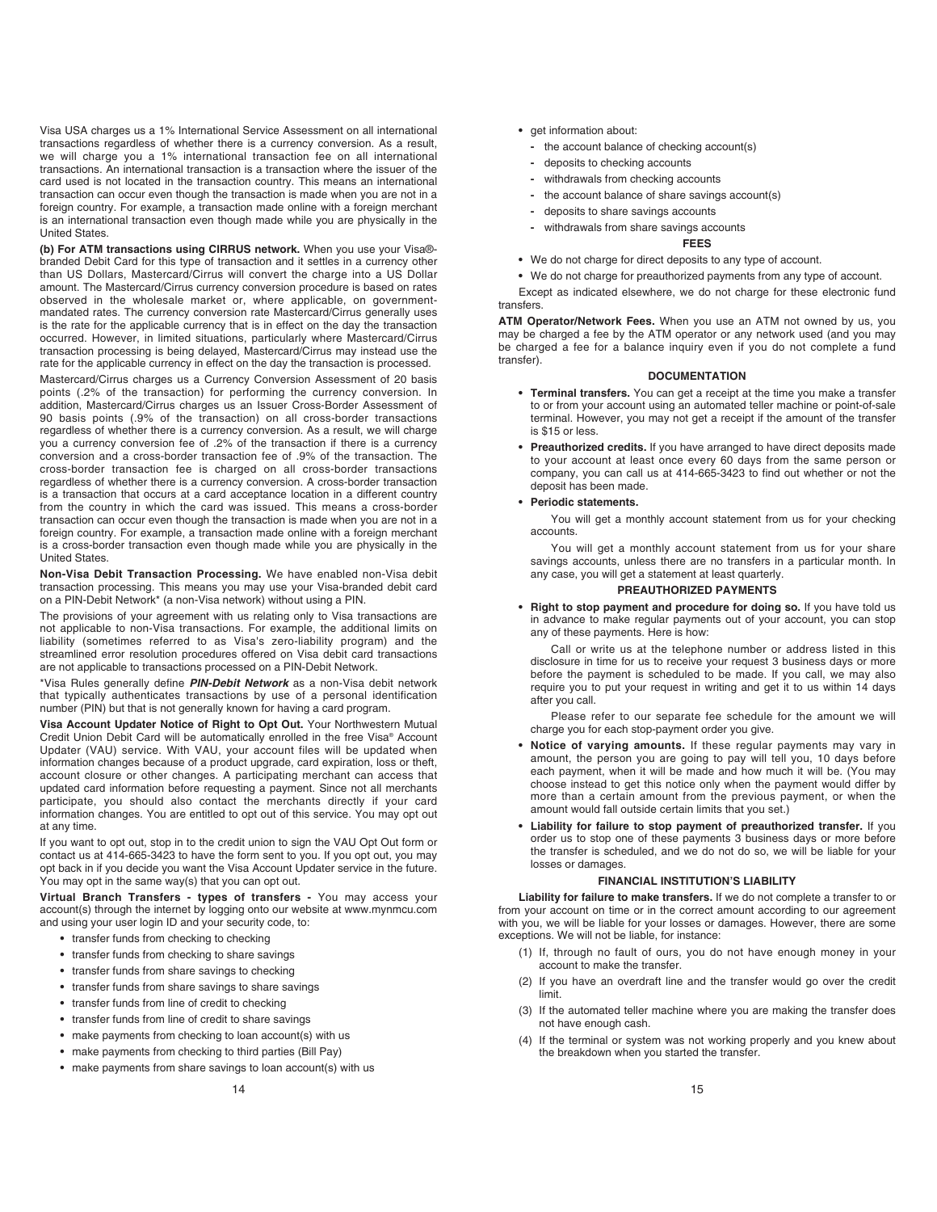Visa USA charges us a 1% International Service Assessment on all international transactions regardless of whether there is a currency conversion. As a result, we will charge you a 1% international transaction fee on all international transactions. An international transaction is a transaction where the issuer of the card used is not located in the transaction country. This means an international transaction can occur even though the transaction is made when you are not in a foreign country. For example, a transaction made online with a foreign merchant is an international transaction even though made while you are physically in the United States.

**(b) For ATM transactions using CIRRUS network.** When you use your Visa®-branded Debit Card for this type of transaction and it settles in a currency other than US Dollars, Mastercard/Cirrus will convert the charge into a US Dollar amount. The Mastercard/Cirrus currency conversion procedure is based on rates observed in the wholesale market or, where applicable, on government-mandated rates. The currency conversion rate Mastercard/Cirrus generally uses is the rate for the applicable currency that is in effect on the day the transaction occurred. However, in limited situations, particularly where Mastercard/Cirrus transaction processing is being delayed, Mastercard/Cirrus may instead use the rate for the applicable currency in effect on the day the transaction is processed.

Mastercard/Cirrus charges us a Currency Conversion Assessment of 20 basis points (.2% of the transaction) for performing the currency conversion. In addition, Mastercard/Cirrus charges us an Issuer Cross-Border Assessment of 90 basis points (.9% of the transaction) on all cross-border transactions regardless of whether there is a currency conversion. As a result, we will charge you a currency conversion fee of .2% of the transaction if there is a currency conversion and a cross-border transaction fee of .9% of the transaction. The cross-border transaction fee is charged on all cross-border transactions regardless of whether there is a currency conversion. A cross-border transaction is a transaction that occurs at a card acceptance location in a different country from the country in which the card was issued. This means a cross-border transaction can occur even though the transaction is made when you are not in a foreign country. For example, a transaction made online with a foreign merchant is a cross-border transaction even though made while you are physically in the United States.

**Non-Visa Debit Transaction Processing.** We have enabled non-Visa debit transaction processing. This means you may use your Visa-branded debit card on a PIN-Debit Network* (a non-Visa network) without using a PIN.

The provisions of your agreement with us relating only to Visa transactions are not applicable to non-Visa transactions. For example, the additional limits on liability (sometimes referred to as Visa's zero-liability program) and the streamlined error resolution procedures offered on Visa debit card transactions are not applicable to transactions processed on a PIN-Debit Network.

*Visa Rules generally define ***PIN-Debit Network*** as a non-Visa debit network that typically authenticates transactions by use of a personal identification number (PIN) but that is not generally known for having a card program.

**Visa Account Updater Notice of Right to Opt Out.** Your Northwestern Mutual Credit Union Debit Card will be automatically enrolled in the free Visa® Account Updater (VAU) service. With VAU, your account files will be updated when information changes because of a product upgrade, card expiration, loss or theft, account closure or other changes. A participating merchant can access that updated card information before requesting a payment. Since not all merchants participate, you should also contact the merchants directly if your card information changes. You are entitled to opt out of this service. You may opt out at any time.

If you want to opt out, stop in to the credit union to sign the VAU Opt Out form or contact us at 414-665-3423 to have the form sent to you. If you opt out, you may opt back in if you decide you want the Visa Account Updater service in the future. You may opt in the same way(s) that you can opt out.

**Virtual Branch Transfers - types of transfers -** You may access your account(s) through the internet by logging onto our website at www.mynmcu.com and using your user login ID and your security code, to:

- transfer funds from checking to checking
- transfer funds from checking to share savings
- transfer funds from share savings to checking
- transfer funds from share savings to share savings
- transfer funds from line of credit to checking
- transfer funds from line of credit to share savings
- make payments from checking to loan account(s) with us
- make payments from checking to third parties (Bill Pay)
- make payments from share savings to loan account(s) with us
- get information about:
  - the account balance of checking account(s)
  - deposits to checking accounts
  - withdrawals from checking accounts
  - the account balance of share savings account(s)
  - deposits to share savings accounts
  - withdrawals from share savings accounts

## FEES

- We do not charge for direct deposits to any type of account.
- We do not charge for preauthorized payments from any type of account.

Except as indicated elsewhere, we do not charge for these electronic fund transfers.

**ATM Operator/Network Fees.** When you use an ATM not owned by us, you may be charged a fee by the ATM operator or any network used (and you may be charged a fee for a balance inquiry even if you do not complete a fund transfer).

## DOCUMENTATION

- **Terminal transfers.** You can get a receipt at the time you make a transfer to or from your account using an automated teller machine or point-of-sale terminal. However, you may not get a receipt if the amount of the transfer is $15 or less.
- **Preauthorized credits.** If you have arranged to have direct deposits made to your account at least once every 60 days from the same person or company, you can call us at 414-665-3423 to find out whether or not the deposit has been made.
- **Periodic statements.**

  You will get a monthly account statement from us for your checking accounts.

  You will get a monthly account statement from us for your share savings accounts, unless there are no transfers in a particular month. In any case, you will get a statement at least quarterly.

## PREAUTHORIZED PAYMENTS

- **Right to stop payment and procedure for doing so.** If you have told us in advance to make regular payments out of your account, you can stop any of these payments. Here is how:

  Call or write us at the telephone number or address listed in this disclosure in time for us to receive your request 3 business days or more before the payment is scheduled to be made. If you call, we may also require you to put your request in writing and get it to us within 14 days after you call.

  Please refer to our separate fee schedule for the amount we will charge you for each stop-payment order you give.
- **Notice of varying amounts.** If these regular payments may vary in amount, the person you are going to pay will tell you, 10 days before each payment, when it will be made and how much it will be. (You may choose instead to get this notice only when the payment would differ by more than a certain amount from the previous payment, or when the amount would fall outside certain limits that you set.)
- **Liability for failure to stop payment of preauthorized transfer.** If you order us to stop one of these payments 3 business days or more before the transfer is scheduled, and we do not do so, we will be liable for your losses or damages.

## FINANCIAL INSTITUTION'S LIABILITY

**Liability for failure to make transfers.** If we do not complete a transfer to or from your account on time or in the correct amount according to our agreement with you, we will be liable for your losses or damages. However, there are some exceptions. We will not be liable, for instance:

(1) If, through no fault of ours, you do not have enough money in your account to make the transfer.

(2) If you have an overdraft line and the transfer would go over the credit limit.

(3) If the automated teller machine where you are making the transfer does not have enough cash.

(4) If the terminal or system was not working properly and you knew about the breakdown when you started the transfer.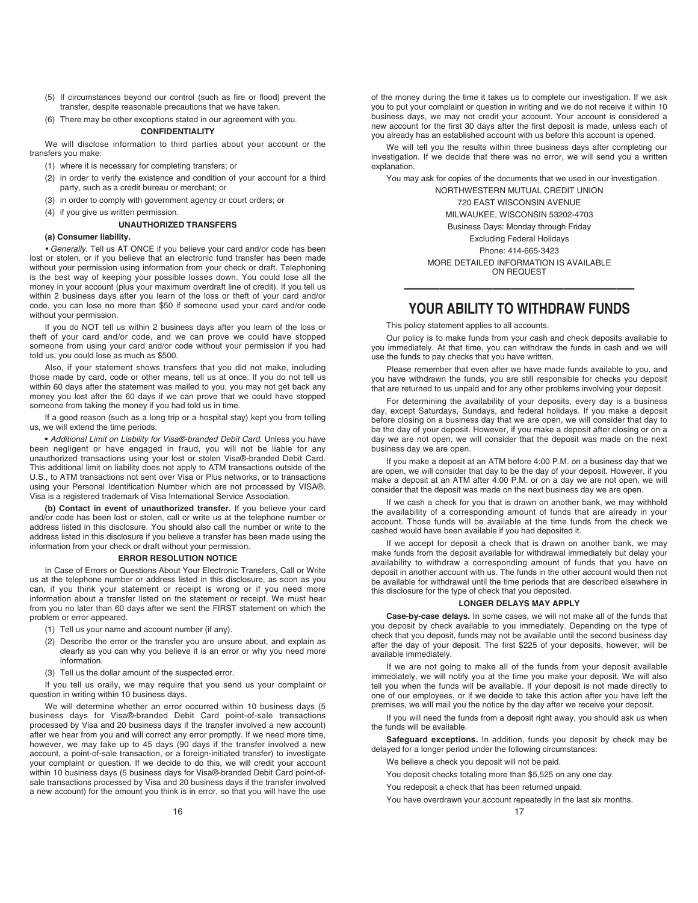(5) If circumstances beyond our control (such as fire or flood) prevent the transfer, despite reasonable precautions that we have taken.

(6) There may be other exceptions stated in our agreement with you.

**CONFIDENTIALITY**

We will disclose information to third parties about your account or the transfers you make:

(1) where it is necessary for completing transfers; or

(2) in order to verify the existence and condition of your account for a third party, such as a credit bureau or merchant; or

(3) in order to comply with government agency or court orders; or

(4) if you give us written permission.

**UNAUTHORIZED TRANSFERS**

**(a) Consumer liability.**

• *Generally.* Tell us AT ONCE if you believe your card and/or code has been lost or stolen, or if you believe that an electronic fund transfer has been made without your permission using information from your check or draft. Telephoning is the best way of keeping your possible losses down. You could lose all the money in your account (plus your maximum overdraft line of credit). If you tell us within 2 business days after you learn of the loss or theft of your card and/or code, you can lose no more than $50 if someone used your card and/or code without your permission.

If you do NOT tell us within 2 business days after you learn of the loss or theft of your card and/or code, and we can prove we could have stopped someone from using your card and/or code without your permission if you had told us, you could lose as much as $500.

Also, if your statement shows transfers that you did not make, including those made by card, code or other means, tell us at once. If you do not tell us within 60 days after the statement was mailed to you, you may not get back any money you lost after the 60 days if we can prove that we could have stopped someone from taking the money if you had told us in time.

If a good reason (such as a long trip or a hospital stay) kept you from telling us, we will extend the time periods.

• *Additional Limit on Liability for Visa®-branded Debit Card.* Unless you have been negligent or have engaged in fraud, you will not be liable for any unauthorized transactions using your lost or stolen Visa®-branded Debit Card. This additional limit on liability does not apply to ATM transactions outside of the U.S., to ATM transactions not sent over Visa or Plus networks, or to transactions using your Personal Identification Number which are not processed by VISA®. Visa is a registered trademark of Visa International Service Association.

**(b) Contact in event of unauthorized transfer.** If you believe your card and/or code has been lost or stolen, call or write us at the telephone number or address listed in this disclosure. You should also call the number or write to the address listed in this disclosure if you believe a transfer has been made using the information from your check or draft without your permission.

**ERROR RESOLUTION NOTICE**

In Case of Errors or Questions About Your Electronic Transfers, Call or Write us at the telephone number or address listed in this disclosure, as soon as you can, if you think your statement or receipt is wrong or if you need more information about a transfer listed on the statement or receipt. We must hear from you no later than 60 days after we sent the FIRST statement on which the problem or error appeared.

(1) Tell us your name and account number (if any).

(2) Describe the error or the transfer you are unsure about, and explain as clearly as you can why you believe it is an error or why you need more information.

(3) Tell us the dollar amount of the suspected error.

If you tell us orally, we may require that you send us your complaint or question in writing within 10 business days.

We will determine whether an error occurred within 10 business days (5 business days for Visa®-branded Debit Card point-of-sale transactions processed by Visa and 20 business days if the transfer involved a new account) after we hear from you and will correct any error promptly. If we need more time, however, we may take up to 45 days (90 days if the transfer involved a new account, a point-of-sale transaction, or a foreign-initiated transfer) to investigate your complaint or question. If we decide to do this, we will credit your account within 10 business days (5 business days for Visa®-branded Debit Card point-of-sale transactions processed by Visa and 20 business days if the transfer involved a new account) for the amount you think is in error, so that you will have the use of the money during the time it takes us to complete our investigation. If we ask you to put your complaint or question in writing and we do not receive it within 10 business days, we may not credit your account. Your account is considered a new account for the first 30 days after the first deposit is made, unless each of you already has an established account with us before this account is opened.

We will tell you the results within three business days after completing our investigation. If we decide that there was no error, we will send you a written explanation.

You may ask for copies of the documents that we used in our investigation.

NORTHWESTERN MUTUAL CREDIT UNION
720 EAST WISCONSIN AVENUE
MILWAUKEE, WISCONSIN 53202-4703
Business Days: Monday through Friday
Excluding Federal Holidays
Phone: 414-665-3423
MORE DETAILED INFORMATION IS AVAILABLE ON REQUEST

# YOUR ABILITY TO WITHDRAW FUNDS

This policy statement applies to all accounts.

Our policy is to make funds from your cash and check deposits available to you immediately. At that time, you can withdraw the funds in cash and we will use the funds to pay checks that you have written.

Please remember that even after we have made funds available to you, and you have withdrawn the funds, you are still responsible for checks you deposit that are returned to us unpaid and for any other problems involving your deposit.

For determining the availability of your deposits, every day is a business day, except Saturdays, Sundays, and federal holidays. If you make a deposit before closing on a business day that we are open, we will consider that day to be the day of your deposit. However, if you make a deposit after closing or on a day we are not open, we will consider that the deposit was made on the next business day we are open.

If you make a deposit at an ATM before 4:00 P.M. on a business day that we are open, we will consider that day to be the day of your deposit. However, if you make a deposit at an ATM after 4:00 P.M. or on a day we are not open, we will consider that the deposit was made on the next business day we are open.

If we cash a check for you that is drawn on another bank, we may withhold the availability of a corresponding amount of funds that are already in your account. Those funds will be available at the time funds from the check we cashed would have been available if you had deposited it.

If we accept for deposit a check that is drawn on another bank, we may make funds from the deposit available for withdrawal immediately but delay your availability to withdraw a corresponding amount of funds that you have on deposit in another account with us. The funds in the other account would then not be available for withdrawal until the time periods that are described elsewhere in this disclosure for the type of check that you deposited.

**LONGER DELAYS MAY APPLY**

**Case-by-case delays.** In some cases, we will not make all of the funds that you deposit by check available to you immediately. Depending on the type of check that you deposit, funds may not be available until the second business day after the day of your deposit. The first $225 of your deposits, however, will be available immediately.

If we are not going to make all of the funds from your deposit available immediately, we will notify you at the time you make your deposit. We will also tell you when the funds will be available. If your deposit is not made directly to one of our employees, or if we decide to take this action after you have left the premises, we will mail you the notice by the day after we receive your deposit.

If you will need the funds from a deposit right away, you should ask us when the funds will be available.

**Safeguard exceptions.** In addition, funds you deposit by check may be delayed for a longer period under the following circumstances:

We believe a check you deposit will not be paid.

You deposit checks totaling more than $5,525 on any one day.

You redeposit a check that has been returned unpaid.

You have overdrawn your account repeatedly in the last six months.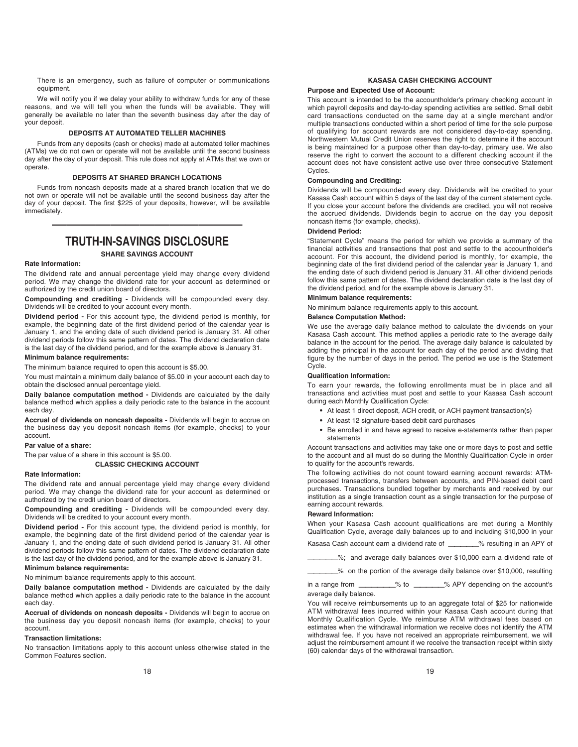There is an emergency, such as failure of computer or communications equipment.

We will notify you if we delay your ability to withdraw funds for any of these reasons, and we will tell you when the funds will be available. They will generally be available no later than the seventh business day after the day of your deposit.

### DEPOSITS AT AUTOMATED TELLER MACHINES

Funds from any deposits (cash or checks) made at automated teller machines (ATMs) we do not own or operate will not be available until the second business day after the day of your deposit. This rule does not apply at ATMs that we own or operate.

### DEPOSITS AT SHARED BRANCH LOCATIONS

Funds from noncash deposits made at a shared branch location that we do not own or operate will not be available until the second business day after the day of your deposit. The first $225 of your deposits, however, will be available immediately.

---

# TRUTH-IN-SAVINGS DISCLOSURE

## SHARE SAVINGS ACCOUNT

**Rate Information:**

The dividend rate and annual percentage yield may change every dividend period. We may change the dividend rate for your account as determined or authorized by the credit union board of directors.

**Compounding and crediting -** Dividends will be compounded every day. Dividends will be credited to your account every month.

**Dividend period -** For this account type, the dividend period is monthly, for example, the beginning date of the first dividend period of the calendar year is January 1, and the ending date of such dividend period is January 31. All other dividend periods follow this same pattern of dates. The dividend declaration date is the last day of the dividend period, and for the example above is January 31.

**Minimum balance requirements:**

The minimum balance required to open this account is $5.00.

You must maintain a minimum daily balance of $5.00 in your account each day to obtain the disclosed annual percentage yield.

**Daily balance computation method -** Dividends are calculated by the daily balance method which applies a daily periodic rate to the balance in the account each day.

**Accrual of dividends on noncash deposits -** Dividends will begin to accrue on the business day you deposit noncash items (for example, checks) to your account.

**Par value of a share:**

The par value of a share in this account is $5.00.

## CLASSIC CHECKING ACCOUNT

**Rate Information:**

The dividend rate and annual percentage yield may change every dividend period. We may change the dividend rate for your account as determined or authorized by the credit union board of directors.

**Compounding and crediting -** Dividends will be compounded every day. Dividends will be credited to your account every month.

**Dividend period -** For this account type, the dividend period is monthly, for example, the beginning date of the first dividend period of the calendar year is January 1, and the ending date of such dividend period is January 31. All other dividend periods follow this same pattern of dates. The dividend declaration date is the last day of the dividend period, and for the example above is January 31.

**Minimum balance requirements:**

No minimum balance requirements apply to this account.

**Daily balance computation method -** Dividends are calculated by the daily balance method which applies a daily periodic rate to the balance in the account each day.

**Accrual of dividends on noncash deposits -** Dividends will begin to accrue on the business day you deposit noncash items (for example, checks) to your account.

**Transaction limitations:**

No transaction limitations apply to this account unless otherwise stated in the Common Features section.

## KASASA CASH CHECKING ACCOUNT

**Purpose and Expected Use of Account:**

This account is intended to be the accountholder's primary checking account in which payroll deposits and day-to-day spending activities are settled. Small debit card transactions conducted on the same day at a single merchant and/or multiple transactions conducted within a short period of time for the sole purpose of qualifying for account rewards are not considered day-to-day spending. Northwestern Mutual Credit Union reserves the right to determine if the account is being maintained for a purpose other than day-to-day, primary use. We also reserve the right to convert the account to a different checking account if the account does not have consistent active use over three consecutive Statement Cycles.

**Compounding and Crediting:**

Dividends will be compounded every day. Dividends will be credited to your Kasasa Cash account within 5 days of the last day of the current statement cycle. If you close your account before the dividends are credited, you will not receive the accrued dividends. Dividends begin to accrue on the day you deposit noncash items (for example, checks).

**Dividend Period:**

"Statement Cycle" means the period for which we provide a summary of the financial activities and transactions that post and settle to the accountholder's account. For this account, the dividend period is monthly, for example, the beginning date of the first dividend period of the calendar year is January 1, and the ending date of such dividend period is January 31. All other dividend periods follow this same pattern of dates. The dividend declaration date is the last day of the dividend period, and for the example above is January 31.

**Minimum balance requirements:**

No minimum balance requirements apply to this account.

**Balance Computation Method:**

We use the average daily balance method to calculate the dividends on your Kasasa Cash account. This method applies a periodic rate to the average daily balance in the account for the period. The average daily balance is calculated by adding the principal in the account for each day of the period and dividing that figure by the number of days in the period. The period we use is the Statement Cycle.

**Qualification Information:**

To earn your rewards, the following enrollments must be in place and all transactions and activities must post and settle to your Kasasa Cash account during each Monthly Qualification Cycle:

- At least 1 direct deposit, ACH credit, or ACH payment transaction(s)
- At least 12 signature-based debit card purchases
- Be enrolled in and have agreed to receive e-statements rather than paper statements

Account transactions and activities may take one or more days to post and settle to the account and all must do so during the Monthly Qualification Cycle in order to qualify for the account's rewards.

The following activities do not count toward earning account rewards: ATM-processed transactions, transfers between accounts, and PIN-based debit card purchases. Transactions bundled together by merchants and received by our institution as a single transaction count as a single transaction for the purpose of earning account rewards.

**Reward Information:**

When your Kasasa Cash account qualifications are met during a Monthly Qualification Cycle, average daily balances up to and including $10,000 in your Kasasa Cash account earn a dividend rate of ________% resulting in an APY of ________%; and average daily balances over $10,000 earn a dividend rate of ________% on the portion of the average daily balance over $10,000, resulting in a range from _________% to ________% APY depending on the account's average daily balance.

You will receive reimbursements up to an aggregate total of $25 for nationwide ATM withdrawal fees incurred within your Kasasa Cash account during that Monthly Qualification Cycle. We reimburse ATM withdrawal fees based on estimates when the withdrawal information we receive does not identify the ATM withdrawal fee. If you have not received an appropriate reimbursement, we will adjust the reimbursement amount if we receive the transaction receipt within sixty (60) calendar days of the withdrawal transaction.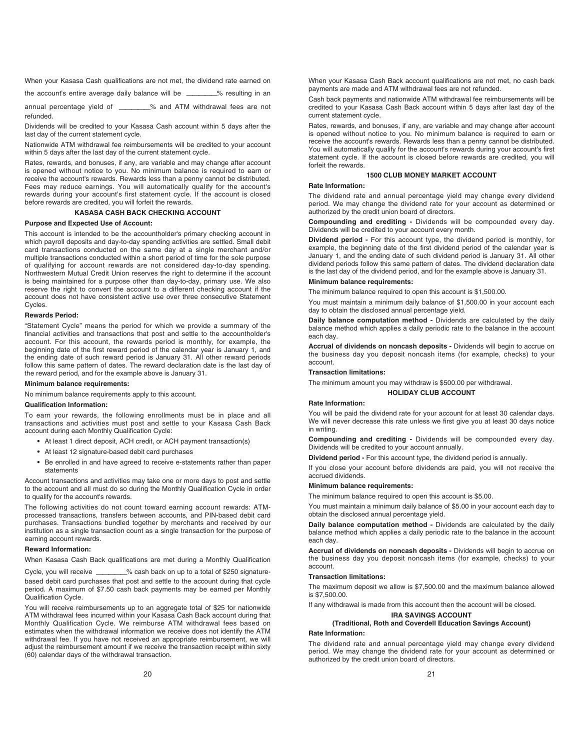When your Kasasa Cash qualifications are not met, the dividend rate earned on the account's entire average daily balance will be ________% resulting in an annual percentage yield of ________% and ATM withdrawal fees are not refunded.

Dividends will be credited to your Kasasa Cash account within 5 days after the last day of the current statement cycle.

Nationwide ATM withdrawal fee reimbursements will be credited to your account within 5 days after the last day of the current statement cycle.

Rates, rewards, and bonuses, if any, are variable and may change after account is opened without notice to you. No minimum balance is required to earn or receive the account's rewards. Rewards less than a penny cannot be distributed. Fees may reduce earnings. You will automatically qualify for the account's rewards during your account's first statement cycle. If the account is closed before rewards are credited, you will forfeit the rewards.

## KASASA CASH BACK CHECKING ACCOUNT

**Purpose and Expected Use of Account:**

This account is intended to be the accountholder's primary checking account in which payroll deposits and day-to-day spending activities are settled. Small debit card transactions conducted on the same day at a single merchant and/or multiple transactions conducted within a short period of time for the sole purpose of qualifying for account rewards are not considered day-to-day spending. Northwestern Mutual Credit Union reserves the right to determine if the account is being maintained for a purpose other than day-to-day, primary use. We also reserve the right to convert the account to a different checking account if the account does not have consistent active use over three consecutive Statement Cycles.

**Rewards Period:**

"Statement Cycle" means the period for which we provide a summary of the financial activities and transactions that post and settle to the accountholder's account. For this account, the rewards period is monthly, for example, the beginning date of the first reward period of the calendar year is January 1, and the ending date of such reward period is January 31. All other reward periods follow this same pattern of dates. The reward declaration date is the last day of the reward period, and for the example above is January 31.

**Minimum balance requirements:**

No minimum balance requirements apply to this account.

**Qualification Information:**

To earn your rewards, the following enrollments must be in place and all transactions and activities must post and settle to your Kasasa Cash Back account during each Monthly Qualification Cycle:

- At least 1 direct deposit, ACH credit, or ACH payment transaction(s)
- At least 12 signature-based debit card purchases
- Be enrolled in and have agreed to receive e-statements rather than paper statements

Account transactions and activities may take one or more days to post and settle to the account and all must do so during the Monthly Qualification Cycle in order to qualify for the account's rewards.

The following activities do not count toward earning account rewards: ATM-processed transactions, transfers between accounts, and PIN-based debit card purchases. Transactions bundled together by merchants and received by our institution as a single transaction count as a single transaction for the purpose of earning account rewards.

**Reward Information:**

When Kasasa Cash Back qualifications are met during a Monthly Qualification Cycle, you will receive ________% cash back on up to a total of $250 signature-based debit card purchases that post and settle to the account during that cycle period. A maximum of $7.50 cash back payments may be earned per Monthly Qualification Cycle.

You will receive reimbursements up to an aggregate total of $25 for nationwide ATM withdrawal fees incurred within your Kasasa Cash Back account during that Monthly Qualification Cycle. We reimburse ATM withdrawal fees based on estimates when the withdrawal information we receive does not identify the ATM withdrawal fee. If you have not received an appropriate reimbursement, we will adjust the reimbursement amount if we receive the transaction receipt within sixty (60) calendar days of the withdrawal transaction.

When your Kasasa Cash Back account qualifications are not met, no cash back payments are made and ATM withdrawal fees are not refunded.

Cash back payments and nationwide ATM withdrawal fee reimbursements will be credited to your Kasasa Cash Back account within 5 days after last day of the current statement cycle.

Rates, rewards, and bonuses, if any, are variable and may change after account is opened without notice to you. No minimum balance is required to earn or receive the account's rewards. Rewards less than a penny cannot be distributed. You will automatically qualify for the account's rewards during your account's first statement cycle. If the account is closed before rewards are credited, you will forfeit the rewards.

## 1500 CLUB MONEY MARKET ACCOUNT

**Rate Information:**

The dividend rate and annual percentage yield may change every dividend period. We may change the dividend rate for your account as determined or authorized by the credit union board of directors.

**Compounding and crediting -** Dividends will be compounded every day. Dividends will be credited to your account every month.

**Dividend period -** For this account type, the dividend period is monthly, for example, the beginning date of the first dividend period of the calendar year is January 1, and the ending date of such dividend period is January 31. All other dividend periods follow this same pattern of dates. The dividend declaration date is the last day of the dividend period, and for the example above is January 31.

**Minimum balance requirements:**

The minimum balance required to open this account is $1,500.00.

You must maintain a minimum daily balance of $1,500.00 in your account each day to obtain the disclosed annual percentage yield.

**Daily balance computation method -** Dividends are calculated by the daily balance method which applies a daily periodic rate to the balance in the account each day.

**Accrual of dividends on noncash deposits -** Dividends will begin to accrue on the business day you deposit noncash items (for example, checks) to your account.

**Transaction limitations:**

The minimum amount you may withdraw is $500.00 per withdrawal.

## HOLIDAY CLUB ACCOUNT

**Rate Information:**

You will be paid the dividend rate for your account for at least 30 calendar days. We will never decrease this rate unless we first give you at least 30 days notice in writing.

**Compounding and crediting -** Dividends will be compounded every day. Dividends will be credited to your account annually.

**Dividend period -** For this account type, the dividend period is annually.

If you close your account before dividends are paid, you will not receive the accrued dividends.

**Minimum balance requirements:**

The minimum balance required to open this account is $5.00.

You must maintain a minimum daily balance of $5.00 in your account each day to obtain the disclosed annual percentage yield.

**Daily balance computation method -** Dividends are calculated by the daily balance method which applies a daily periodic rate to the balance in the account each day.

**Accrual of dividends on noncash deposits -** Dividends will begin to accrue on the business day you deposit noncash items (for example, checks) to your account.

**Transaction limitations:**

The maximum deposit we allow is $7,500.00 and the maximum balance allowed is $7,500.00.

If any withdrawal is made from this account then the account will be closed.

## IRA SAVINGS ACCOUNT
### (Traditional, Roth and Coverdell Education Savings Account)

**Rate Information:**

The dividend rate and annual percentage yield may change every dividend period. We may change the dividend rate for your account as determined or authorized by the credit union board of directors.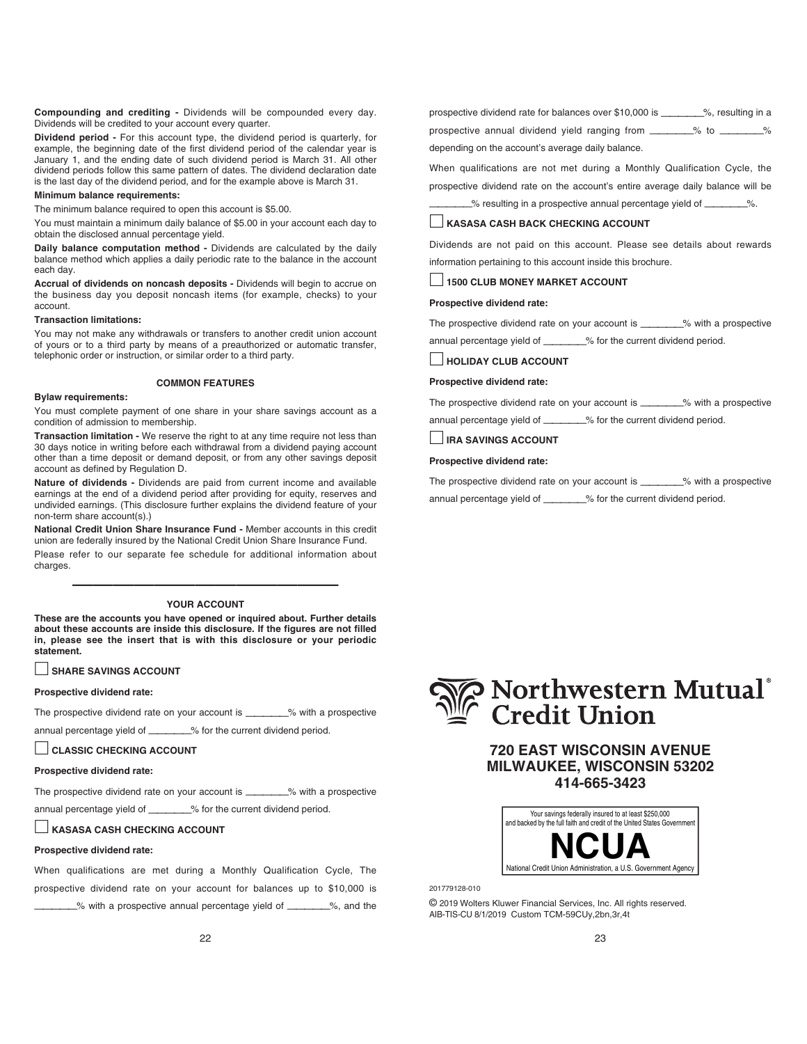**Compounding and crediting -** Dividends will be compounded every day. Dividends will be credited to your account every quarter.

**Dividend period -** For this account type, the dividend period is quarterly, for example, the beginning date of the first dividend period of the calendar year is January 1, and the ending date of such dividend period is March 31. All other dividend periods follow this same pattern of dates. The dividend declaration date is the last day of the dividend period, and for the example above is March 31.

**Minimum balance requirements:**

The minimum balance required to open this account is $5.00.

You must maintain a minimum daily balance of $5.00 in your account each day to obtain the disclosed annual percentage yield.

**Daily balance computation method -** Dividends are calculated by the daily balance method which applies a daily periodic rate to the balance in the account each day.

**Accrual of dividends on noncash deposits -** Dividends will begin to accrue on the business day you deposit noncash items (for example, checks) to your account.

**Transaction limitations:**

You may not make any withdrawals or transfers to another credit union account of yours or to a third party by means of a preauthorized or automatic transfer, telephonic order or instruction, or similar order to a third party.

## COMMON FEATURES

**Bylaw requirements:**

You must complete payment of one share in your share savings account as a condition of admission to membership.

**Transaction limitation -** We reserve the right to at any time require not less than 30 days notice in writing before each withdrawal from a dividend paying account other than a time deposit or demand deposit, or from any other savings deposit account as defined by Regulation D.

**Nature of dividends -** Dividends are paid from current income and available earnings at the end of a dividend period after providing for equity, reserves and undivided earnings. (This disclosure further explains the dividend feature of your non-term share account(s).)

**National Credit Union Share Insurance Fund -** Member accounts in this credit union are federally insured by the National Credit Union Share Insurance Fund.

Please refer to our separate fee schedule for additional information about charges.

---

## YOUR ACCOUNT

**These are the accounts you have opened or inquired about. Further details about these accounts are inside this disclosure. If the figures are not filled in, please see the insert that is with this disclosure or your periodic statement.**

☐ **SHARE SAVINGS ACCOUNT**

**Prospective dividend rate:**

The prospective dividend rate on your account is ________% with a prospective annual percentage yield of ________% for the current dividend period.

☐ **CLASSIC CHECKING ACCOUNT**

**Prospective dividend rate:**

The prospective dividend rate on your account is ________% with a prospective annual percentage yield of ________% for the current dividend period.

☐ **KASASA CASH CHECKING ACCOUNT**

**Prospective dividend rate:**

When qualifications are met during a Monthly Qualification Cycle, The prospective dividend rate on your account for balances up to $10,000 is ________% with a prospective annual percentage yield of ________%, and the prospective dividend rate for balances over $10,000 is ________%, resulting in a prospective annual dividend yield ranging from ________% to ________% depending on the account's average daily balance.

When qualifications are not met during a Monthly Qualification Cycle, the prospective dividend rate on the account's entire average daily balance will be ________% resulting in a prospective annual percentage yield of ________%.

☐ **KASASA CASH BACK CHECKING ACCOUNT**

Dividends are not paid on this account. Please see details about rewards information pertaining to this account inside this brochure.

☐ **1500 CLUB MONEY MARKET ACCOUNT**

**Prospective dividend rate:**

The prospective dividend rate on your account is ________% with a prospective annual percentage yield of ________% for the current dividend period.

☐ **HOLIDAY CLUB ACCOUNT**

**Prospective dividend rate:**

The prospective dividend rate on your account is ________% with a prospective annual percentage yield of ________% for the current dividend period.

☐ **IRA SAVINGS ACCOUNT**

**Prospective dividend rate:**

The prospective dividend rate on your account is ________% with a prospective annual percentage yield of ________% for the current dividend period.

**Northwestern Mutual® Credit Union**

**720 EAST WISCONSIN AVENUE**
**MILWAUKEE, WISCONSIN 53202**
**414-665-3423**

Your savings federally insured to at least $250,000 and backed by the full faith and credit of the United States Government

**NCUA**

National Credit Union Administration, a U.S. Government Agency

201779128-010

© 2019 Wolters Kluwer Financial Services, Inc. All rights reserved.
AIB-TIS-CU 8/1/2019 Custom TCM-59CUy,2bn,3r,4t